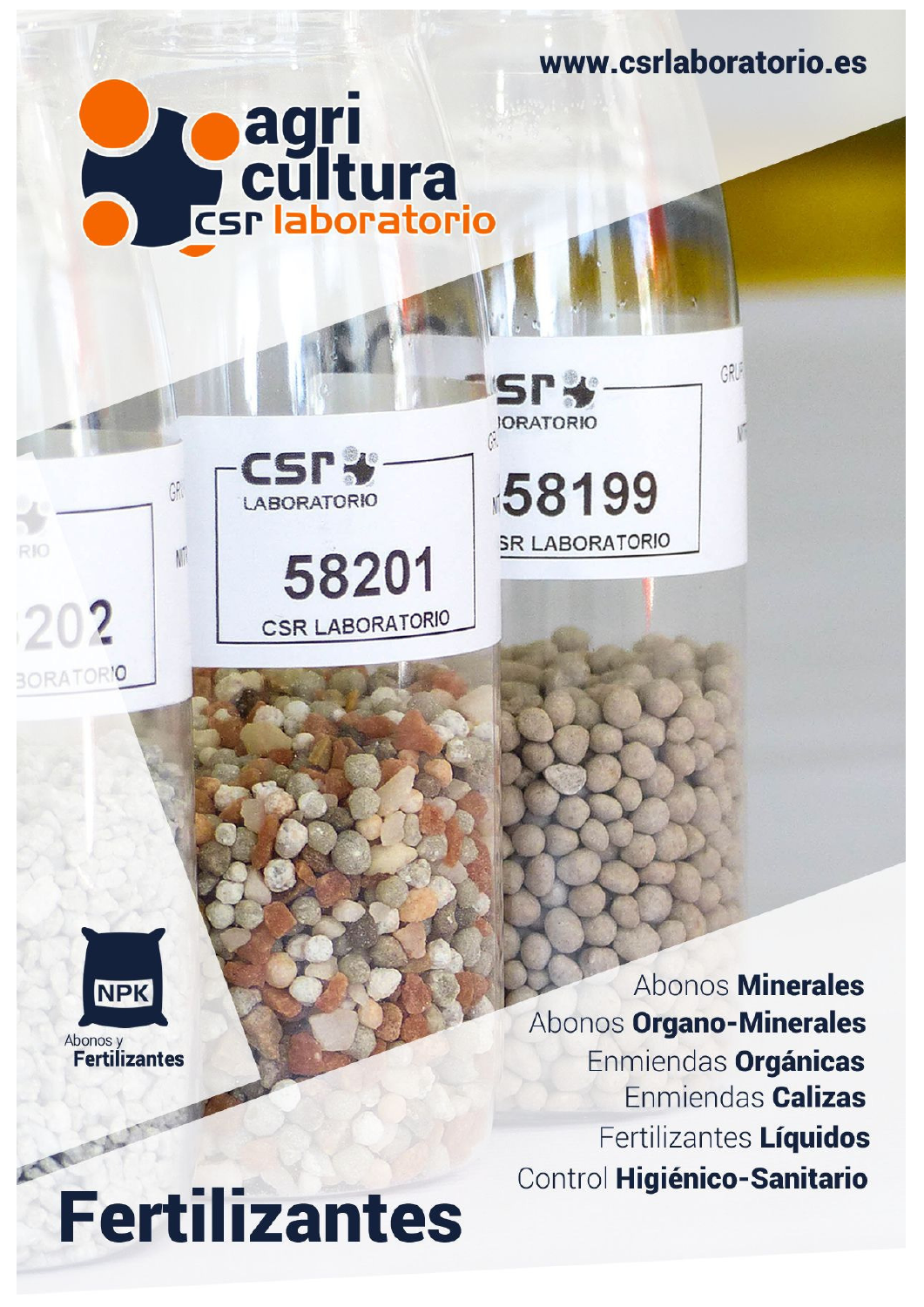www.csrlaboratorio.es

agri
cultura
csr laboratorio

NPK
Abonos y
**Fertilizantes**

Abonos **Minerales**
Abonos **Organo-Minerales**
Enmiendas **Orgánicas**
Enmiendas **Calizas**
Fertilizantes **Líquidos**
Control **Higiénico-Sanitario**

# Fertilizantes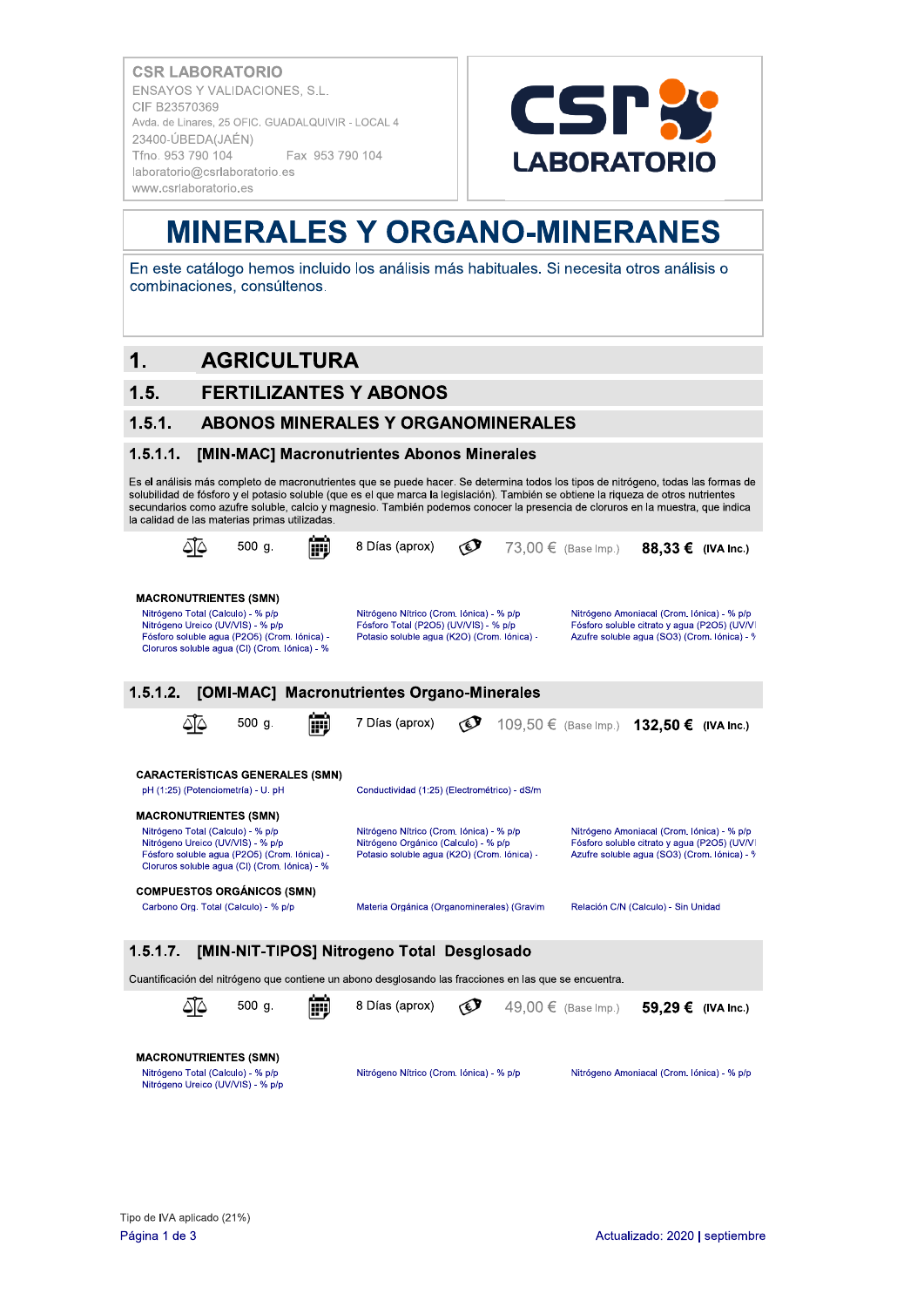CSR LABORATORIO
ENSAYOS Y VALIDACIONES, S.L.
CIF B23570369
Avda. de Linares, 25 OFIC. GUADALQUIVIR - LOCAL 4
23400-ÚBEDA(JAÉN)
Tfno. 953 790 104 Fax 953 790 104
laboratorio@csrlaboratorio.es
www.csrlaboratorio.es

# MINERALES Y ORGANO-MINERANES

En este catálogo hemos incluido los análisis más habituales. Si necesita otros análisis o combinaciones, consúltenos.

## 1. AGRICULTURA

## 1.5. FERTILIZANTES Y ABONOS

### 1.5.1. ABONOS MINERALES Y ORGANOMINERALES

#### 1.5.1.1. [MIN-MAC] Macronutrientes Abonos Minerales

Es el análisis más completo de macronutrientes que se puede hacer. Se determina todos los tipos de nitrógeno, todas las formas de solubilidad de fósforo y el potasio soluble (que es el que marca la legislación). También se obtiene la riqueza de otros nutrientes secundarios como azufre soluble, calcio y magnesio. También podemos conocer la presencia de cloruros en la muestra, que indica la calidad de las materias primas utilizadas.

500 g. | 8 Días (aprox) | 73,00 € (Base Imp.) | **88,33 € (IVA Inc.)**

**MACRONUTRIENTES (SMN)**

- Nitrógeno Total (Calculo) - % p/p
- Nitrógeno Ureico (UV/VIS) - % p/p
- Fósforo soluble agua (P2O5) (Crom. Iónica) -
- Cloruros soluble agua (Cl) (Crom. Iónica) - %
- Nitrógeno Nítrico (Crom. Iónica) - % p/p
- Fósforo Total (P2O5) (UV/VIS) - % p/p
- Potasio soluble agua (K2O) (Crom. Iónica) -
- Nitrógeno Amoniacal (Crom. Iónica) - % p/p
- Fósforo soluble citrato y agua (P2O5) (UV/V
- Azufre soluble agua (SO3) (Crom. Iónica) - %

#### 1.5.1.2. [OMI-MAC] Macronutrientes Organo-Minerales

500 g. | 7 Días (aprox) | 109,50 € (Base Imp.) | **132,50 € (IVA Inc.)**

**CARACTERÍSTICAS GENERALES (SMN)**

- pH (1:25) (Potenciometría) - U. pH
- Conductividad (1:25) (Electrométrico) - dS/m

**MACRONUTRIENTES (SMN)**

- Nitrógeno Total (Calculo) - % p/p
- Nitrógeno Ureico (UV/VIS) - % p/p
- Fósforo soluble agua (P2O5) (Crom. Iónica) -
- Cloruros soluble agua (Cl) (Crom. Iónica) - %
- Nitrógeno Nítrico (Crom. Iónica) - % p/p
- Nitrógeno Orgánico (Calculo) - % p/p
- Potasio soluble agua (K2O) (Crom. Iónica) -
- Nitrógeno Amoniacal (Crom. Iónica) - % p/p
- Fósforo soluble citrato y agua (P2O5) (UV/V
- Azufre soluble agua (SO3) (Crom. Iónica) - %

**COMPUESTOS ORGÁNICOS (SMN)**

- Carbono Org. Total (Calculo) - % p/p
- Materia Orgánica (Organominerales) (Gravim
- Relación C/N (Calculo) - Sin Unidad

#### 1.5.1.7. [MIN-NIT-TIPOS] Nitrogeno Total Desglosado

Cuantificación del nitrógeno que contiene un abono desglosando las fracciones en las que se encuentra.

500 g. | 8 Días (aprox) | 49,00 € (Base Imp.) | **59,29 € (IVA Inc.)**

**MACRONUTRIENTES (SMN)**

- Nitrógeno Total (Calculo) - % p/p
- Nitrógeno Ureico (UV/VIS) - % p/p
- Nitrógeno Nítrico (Crom. Iónica) - % p/p
- Nitrógeno Amoniacal (Crom. Iónica) - % p/p

Tipo de IVA aplicado (21%)

Actualizado: 2020 | septiembre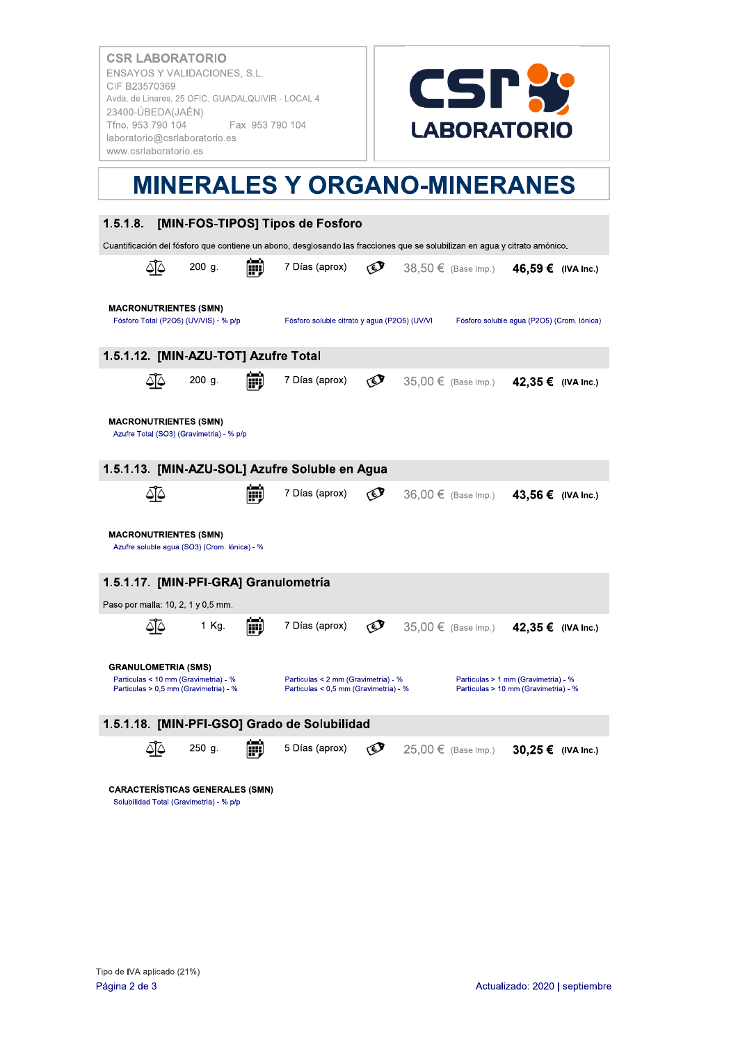CSR LABORATORIO
ENSAYOS Y VALIDACIONES, S.L.
CIF B23570369
Avda. de Linares, 25 OFIC. GUADALQUIVIR - LOCAL 4
23400-ÚBEDA(JAÉN)
Tfno. 953 790 104 Fax 953 790 104
laboratorio@csrlaboratorio.es
www.csrlaboratorio.es

# MINERALES Y ORGANO-MINERANES

## 1.5.1.8. [MIN-FOS-TIPOS] Tipos de Fosforo

Cuantificación del fósforo que contiene un abono, desglosando las fracciones que se solubilizan en agua y citrato amónico.

200 g. | 7 Días (aprox) | 38,50 € (Base Imp.) | **46,59 €** **(IVA Inc.)**

**MACRONUTRIENTES (SMN)**

- Fósforo Total (P2O5) (UV/VIS) - % p/p
- Fósforo soluble citrato y agua (P2O5) (UV/VI
- Fósforo soluble agua (P2O5) (Crom. Iónica)

## 1.5.1.12. [MIN-AZU-TOT] Azufre Total

200 g. | 7 Días (aprox) | 35,00 € (Base Imp.) | **42,35 €** **(IVA Inc.)**

**MACRONUTRIENTES (SMN)**

- Azufre Total (SO3) (Gravimetria) - % p/p

## 1.5.1.13. [MIN-AZU-SOL] Azufre Soluble en Agua

7 Días (aprox) | 36,00 € (Base Imp.) | **43,56 €** **(IVA Inc.)**

**MACRONUTRIENTES (SMN)**

- Azufre soluble agua (SO3) (Crom. Iónica) - %

## 1.5.1.17. [MIN-PFI-GRA] Granulometría

Paso por malla: 10, 2, 1 y 0,5 mm.

1 Kg. | 7 Días (aprox) | 35,00 € (Base Imp.) | **42,35 €** **(IVA Inc.)**

**GRANULOMETRIA (SMS)**

- Particulas < 10 mm (Gravimetria) - %
- Particulas > 0,5 mm (Gravimetria) - %
- Particulas < 2 mm (Gravimetria) - %
- Particulas < 0,5 mm (Gravimetria) - %
- Particulas > 1 mm (Gravimetria) - %
- Particulas > 10 mm (Gravimetria) - %

## 1.5.1.18. [MIN-PFI-GSO] Grado de Solubilidad

250 g. | 5 Días (aprox) | 25,00 € (Base Imp.) | **30,25 €** **(IVA Inc.)**

**CARACTERÍSTICAS GENERALES (SMN)**

- Solubilidad Total (Gravimetria) - % p/p

Tipo de IVA aplicado (21%)

Actualizado: 2020 | septiembre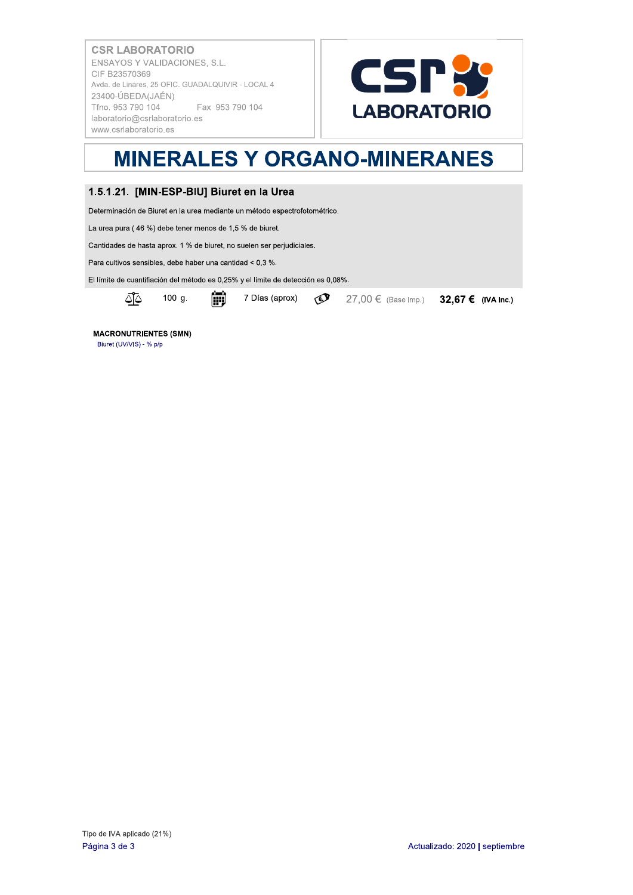**CSR LABORATORIO**
ENSAYOS Y VALIDACIONES, S.L.
CIF B23570369
Avda. de Linares, 25 OFIC. GUADALQUIVIR - LOCAL 4
23400-ÚBEDA(JAÉN)
Tfno. 953 790 104 Fax 953 790 104
laboratorio@csrlaboratorio.es
www.csrlaboratorio.es

# MINERALES Y ORGANO-MINERANES

## 1.5.1.21. [MIN-ESP-BIU] Biuret en la Urea

Determinación de Biuret en la urea mediante un método espectrofotométrico.

La urea pura ( 46 %) debe tener menos de 1,5 % de biuret.

Cantidades de hasta aprox. 1 % de biuret, no suelen ser perjudiciales.

Para cultivos sensibles, debe haber una cantidad < 0,3 %.

El límite de cuantificación del método es 0,25% y el límite de detección es 0,08%.

100 g. | 7 Días (aprox) | 27,00 € (Base Imp.) | **32,67 € (IVA Inc.)**

**MACRONUTRIENTES (SMN)**
Biuret (UV/VIS) - % p/p

Tipo de IVA aplicado (21%)

Actualizado: 2020 | septiembre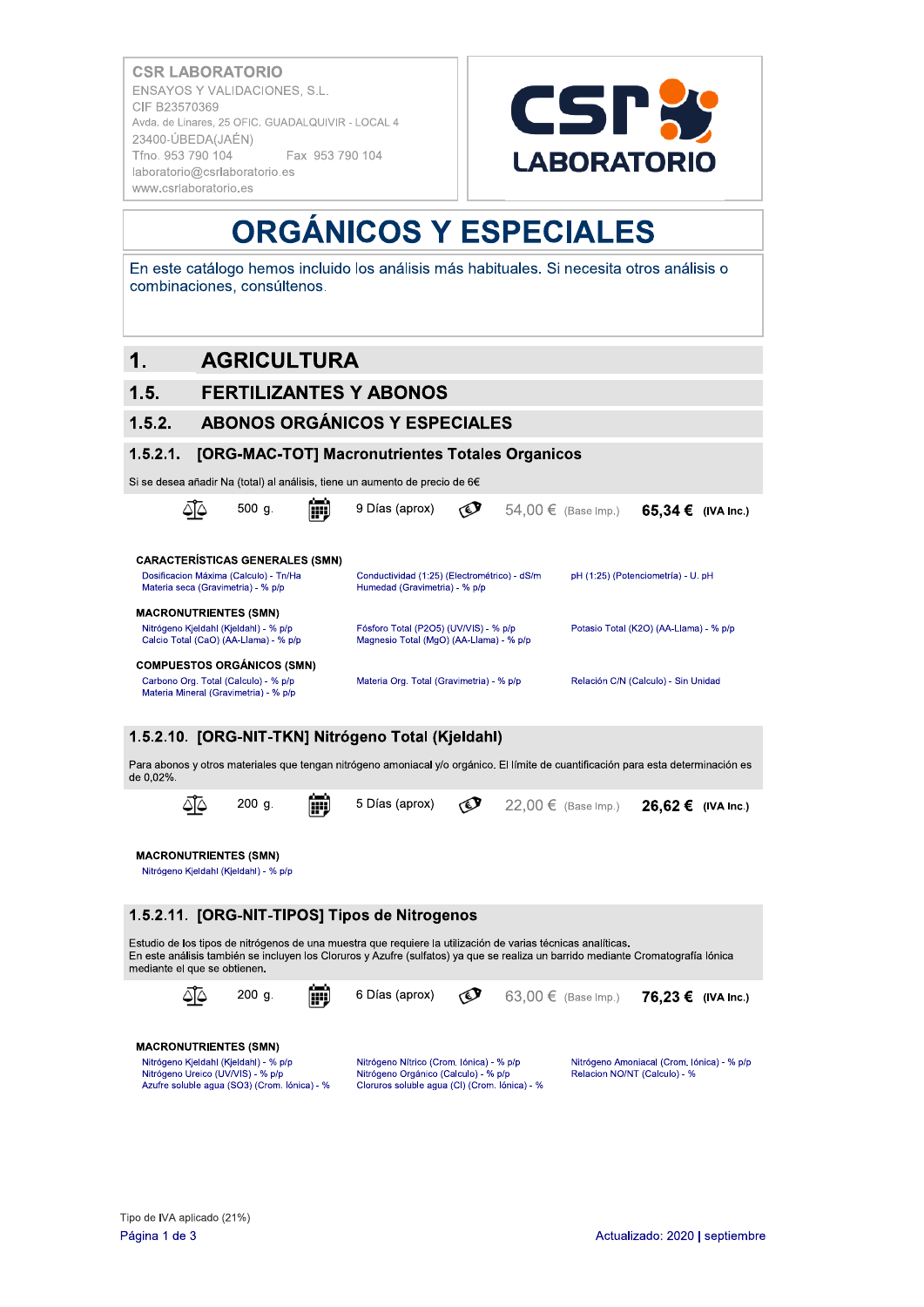CSR LABORATORIO
ENSAYOS Y VALIDACIONES, S.L.
CIF B23570369
Avda. de Linares, 25 OFIC. GUADALQUIVIR - LOCAL 4
23400-ÚBEDA(JAÉN)
Tfno. 953 790 104 Fax 953 790 104
laboratorio@csrlaboratorio.es
www.csrlaboratorio.es

# ORGÁNICOS Y ESPECIALES

En este catálogo hemos incluido los análisis más habituales. Si necesita otros análisis o combinaciones, consúltenos.

# 1. AGRICULTURA

## 1.5. FERTILIZANTES Y ABONOS

### 1.5.2. ABONOS ORGÁNICOS Y ESPECIALES

#### 1.5.2.1. [ORG-MAC-TOT] Macronutrientes Totales Organicos

Si se desea añadir Na (total) al análisis, tiene un aumento de precio de 6€

500 g. | 9 Días (aprox) | 54,00 € (Base Imp.) | **65,34 € (IVA Inc.)**

**CARACTERÍSTICAS GENERALES (SMN)**

- Dosificacion Máxima (Calculo) - Tn/Ha
- Materia seca (Gravimetria) - % p/p
- Conductividad (1:25) (Electrométrico) - dS/m
- Humedad (Gravimetria) - % p/p
- pH (1:25) (Potenciometría) - U. pH

**MACRONUTRIENTES (SMN)**

- Nitrógeno Kjeldahl (Kjeldahl) - % p/p
- Calcio Total (CaO) (AA-Llama) - % p/p
- Fósforo Total (P2O5) (UV/VIS) - % p/p
- Magnesio Total (MgO) (AA-Llama) - % p/p
- Potasio Total (K2O) (AA-Llama) - % p/p

**COMPUESTOS ORGÁNICOS (SMN)**

- Carbono Org. Total (Calculo) - % p/p
- Materia Mineral (Gravimetria) - % p/p
- Materia Org. Total (Gravimetria) - % p/p
- Relación C/N (Calculo) - Sin Unidad

#### 1.5.2.10. [ORG-NIT-TKN] Nitrógeno Total (Kjeldahl)

Para abonos y otros materiales que tengan nitrógeno amoniacal y/o orgánico. El límite de cuantificación para esta determinación es de 0,02%.

200 g. | 5 Días (aprox) | 22,00 € (Base Imp.) | **26,62 € (IVA Inc.)**

**MACRONUTRIENTES (SMN)**

- Nitrógeno Kjeldahl (Kjeldahl) - % p/p

#### 1.5.2.11. [ORG-NIT-TIPOS] Tipos de Nitrogenos

Estudio de los tipos de nitrógenos de una muestra que requiere la utilización de varias técnicas analíticas.
En este análisis también se incluyen los Cloruros y Azufre (sulfatos) ya que se realiza un barrido mediante Cromatografía Iónica mediante el que se obtienen.

200 g. | 6 Días (aprox) | 63,00 € (Base Imp.) | **76,23 € (IVA Inc.)**

**MACRONUTRIENTES (SMN)**

- Nitrógeno Kjeldahl (Kjeldahl) - % p/p
- Nitrógeno Ureico (UV/VIS) - % p/p
- Azufre soluble agua (SO3) (Crom. Iónica) - %
- Nitrógeno Nítrico (Crom. Iónica) - % p/p
- Nitrógeno Orgánico (Calculo) - % p/p
- Cloruros soluble agua (Cl) (Crom. Iónica) - %
- Nitrógeno Amoniacal (Crom. Iónica) - % p/p
- Relacion NO/NT (Calculo) - %

Tipo de IVA aplicado (21%)

Actualizado: 2020 | septiembre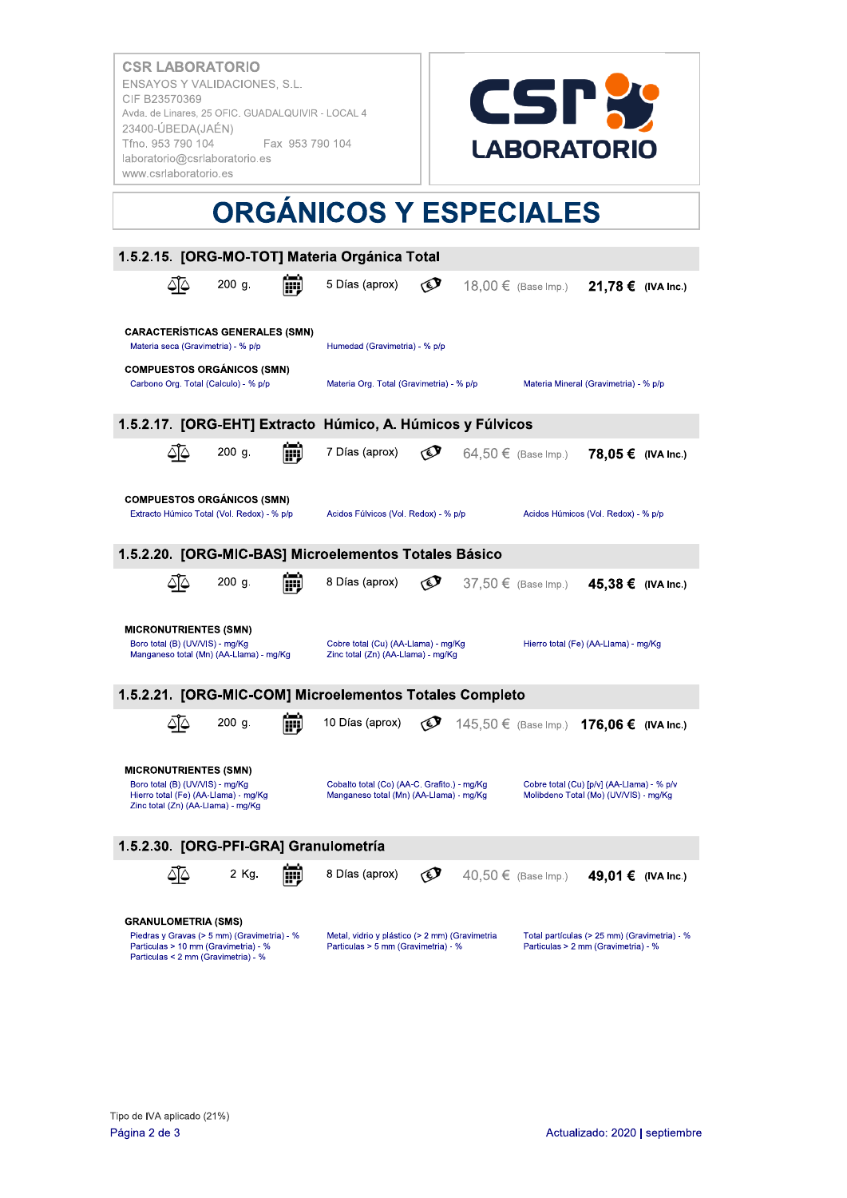CSR LABORATORIO
ENSAYOS Y VALIDACIONES, S.L.
CIF B23570369
Avda. de Linares, 25 OFIC. GUADALQUIVIR - LOCAL 4
23400-ÚBEDA(JAÉN)
Tfno. 953 790 104 Fax 953 790 104
laboratorio@csrlaboratorio.es
www.csrlaboratorio.es

# ORGÁNICOS Y ESPECIALES

## 1.5.2.15. [ORG-MO-TOT] Materia Orgánica Total

200 g. | 5 Días (aprox) | 18,00 € (Base Imp.) | **21,78 €** (IVA Inc.)

**CARACTERÍSTICAS GENERALES (SMN)**

- Materia seca (Gravimetria) - % p/p
- Humedad (Gravimetria) - % p/p

**COMPUESTOS ORGÁNICOS (SMN)**

- Carbono Org. Total (Calculo) - % p/p
- Materia Org. Total (Gravimetria) - % p/p
- Materia Mineral (Gravimetria) - % p/p

## 1.5.2.17. [ORG-EHT] Extracto Húmico, A. Húmicos y Fúlvicos

200 g. | 7 Días (aprox) | 64,50 € (Base Imp.) | **78,05 €** (IVA Inc.)

**COMPUESTOS ORGÁNICOS (SMN)**

- Extracto Húmico Total (Vol. Redox) - % p/p
- Acidos Fúlvicos (Vol. Redox) - % p/p
- Acidos Húmicos (Vol. Redox) - % p/p

## 1.5.2.20. [ORG-MIC-BAS] Microelementos Totales Básico

200 g. | 8 Días (aprox) | 37,50 € (Base Imp.) | **45,38 €** (IVA Inc.)

**MICRONUTRIENTES (SMN)**

- Boro total (B) (UV/VIS) - mg/Kg
- Manganeso total (Mn) (AA-Llama) - mg/Kg
- Cobre total (Cu) (AA-Llama) - mg/Kg
- Zinc total (Zn) (AA-Llama) - mg/Kg
- Hierro total (Fe) (AA-Llama) - mg/Kg

## 1.5.2.21. [ORG-MIC-COM] Microelementos Totales Completo

200 g. | 10 Días (aprox) | 145,50 € (Base Imp.) | **176,06 €** (IVA Inc.)

**MICRONUTRIENTES (SMN)**

- Boro total (B) (UV/VIS) - mg/Kg
- Hierro total (Fe) (AA-Llama) - mg/Kg
- Zinc total (Zn) (AA-Llama) - mg/Kg
- Cobalto total (Co) (AA-C. Grafito.) - mg/Kg
- Manganeso total (Mn) (AA-Llama) - mg/Kg
- Cobre total (Cu) [p/v] (AA-Llama) - % p/v
- Molibdeno Total (Mo) (UV/VIS) - mg/Kg

## 1.5.2.30. [ORG-PFI-GRA] Granulometría

2 Kg. | 8 Días (aprox) | 40,50 € (Base Imp.) | **49,01 €** (IVA Inc.)

**GRANULOMETRIA (SMS)**

- Piedras y Gravas (> 5 mm) (Gravimetria) - %
- Particulas > 10 mm (Gravimetria) - %
- Particulas < 2 mm (Gravimetria) - %
- Metal, vidrio y plástico (> 2 mm) (Gravimetria
- Particulas > 5 mm (Gravimetria) - %
- Total partículas (> 25 mm) (Gravimetria) - %
- Particulas > 2 mm (Gravimetria) - %

Tipo de IVA aplicado (21%)

Actualizado: 2020 | septiembre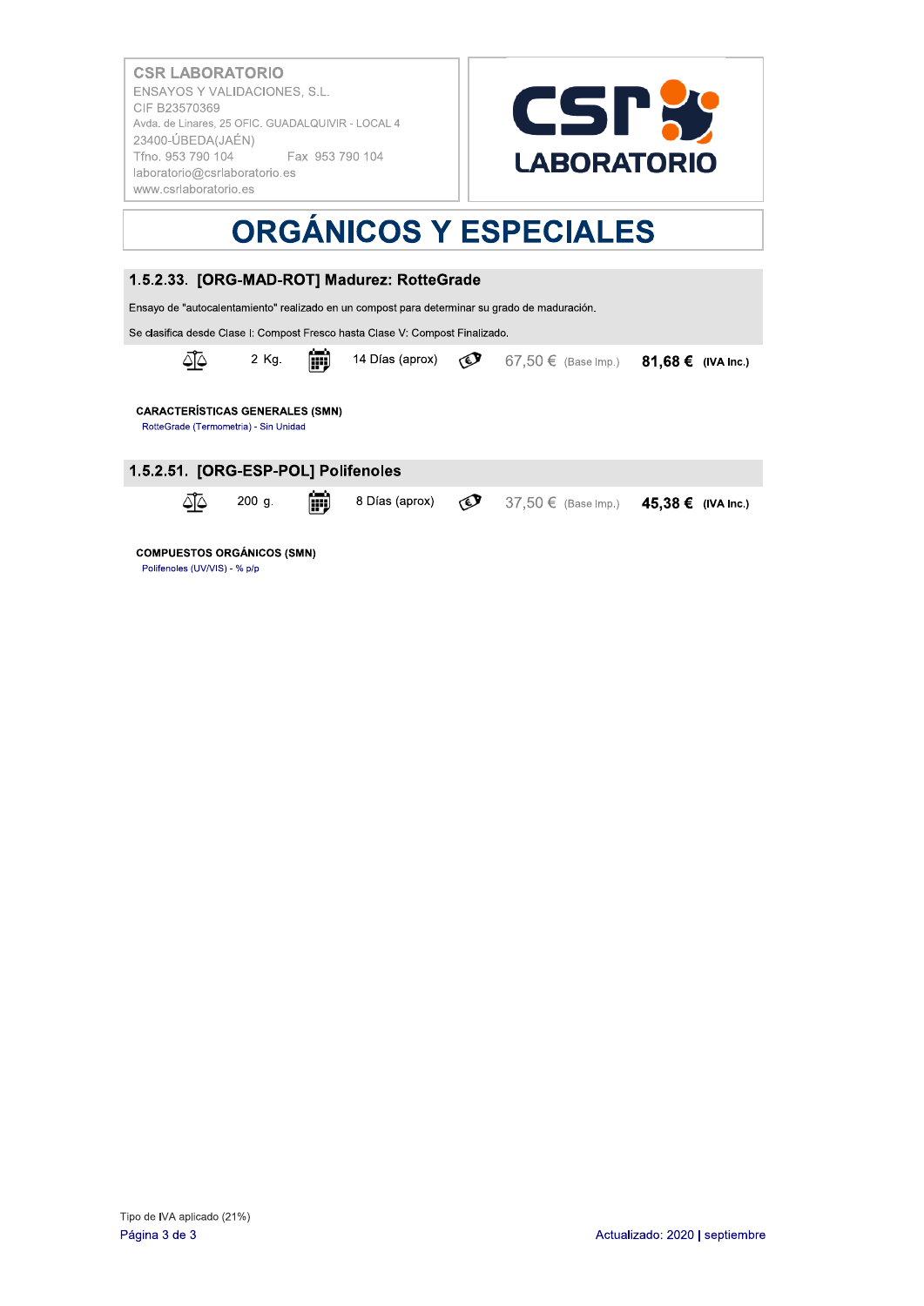CSR LABORATORIO
ENSAYOS Y VALIDACIONES, S.L.
CIF B23570369
Avda. de Linares, 25 OFIC. GUADALQUIVIR - LOCAL 4
23400-ÚBEDA(JAÉN)
Tfno. 953 790 104 Fax 953 790 104
laboratorio@csrlaboratorio.es
www.csrlaboratorio.es

# ORGÁNICOS Y ESPECIALES

## 1.5.2.33. [ORG-MAD-ROT] Madurez: RotteGrade

Ensayo de "autocalentamiento" realizado en un compost para determinar su grado de maduración.

Se clasifica desde Clase I: Compost Fresco hasta Clase V: Compost Finalizado.

2 Kg. | 14 Días (aprox) | 67,50 € (Base Imp.) | **81,68 €** **(IVA Inc.)**

**CARACTERÍSTICAS GENERALES (SMN)**

RotteGrade (Termometria) - Sin Unidad

## 1.5.2.51. [ORG-ESP-POL] Polifenoles

200 g. | 8 Días (aprox) | 37,50 € (Base Imp.) | **45,38 €** **(IVA Inc.)**

**COMPUESTOS ORGÁNICOS (SMN)**

Polifenoles (UV/VIS) - % p/p

Tipo de IVA aplicado (21%)

Actualizado: 2020 | septiembre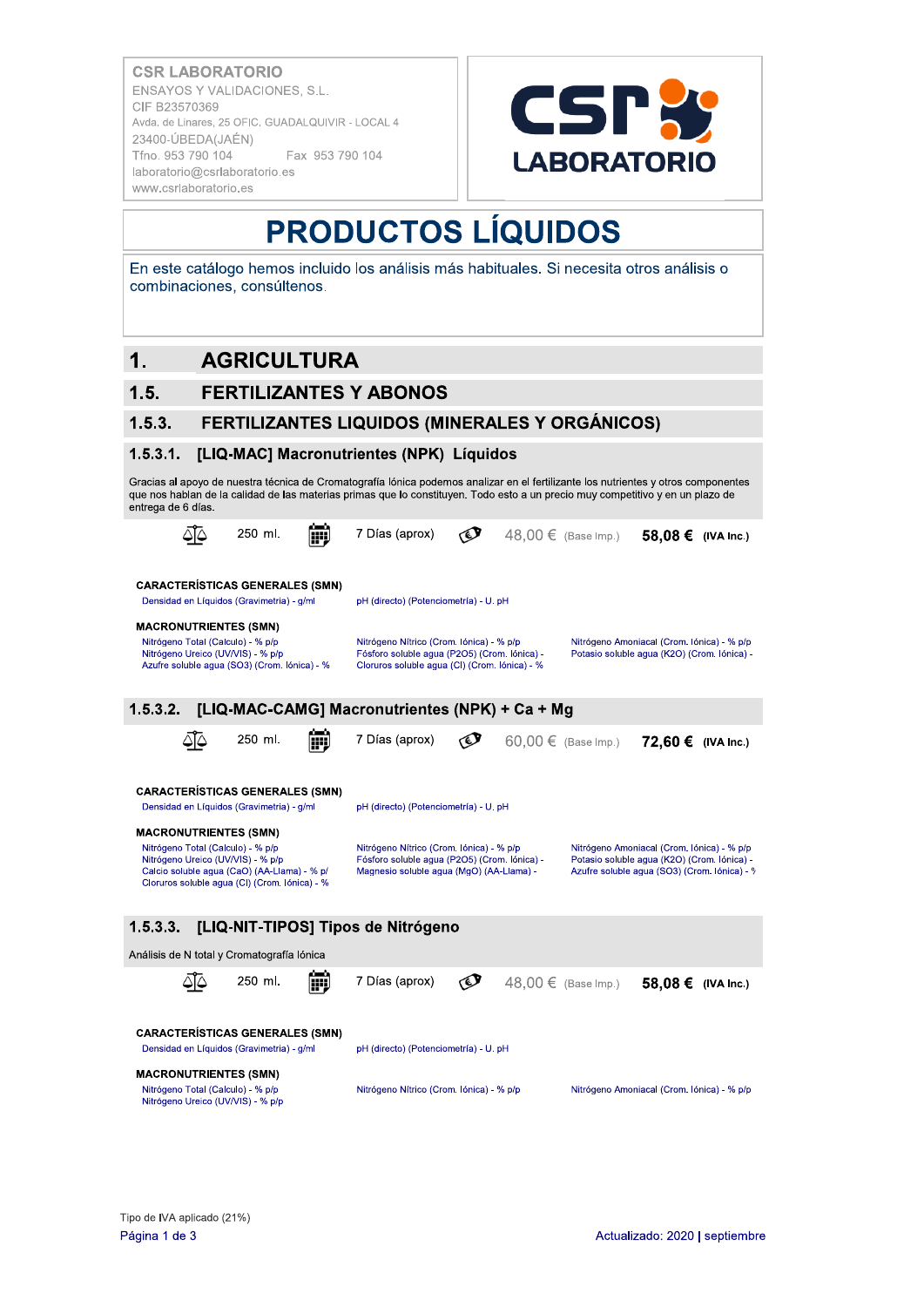CSR LABORATORIO
ENSAYOS Y VALIDACIONES, S.L.
CIF B23570369
Avda. de Linares, 25 OFIC. GUADALQUIVIR - LOCAL 4
23400-ÚBEDA(JAÉN)
Tfno. 953 790 104 Fax 953 790 104
laboratorio@csrlaboratorio.es
www.csrlaboratorio.es

# PRODUCTOS LÍQUIDOS

En este catálogo hemos incluido los análisis más habituales. Si necesita otros análisis o combinaciones, consúltenos.

# 1. AGRICULTURA

## 1.5. FERTILIZANTES Y ABONOS

### 1.5.3. FERTILIZANTES LIQUIDOS (MINERALES Y ORGÁNICOS)

#### 1.5.3.1. [LIQ-MAC] Macronutrientes (NPK) Líquidos

Gracias al apoyo de nuestra técnica de Cromatografía Iónica podemos analizar en el fertilizante los nutrientes y otros componentes que nos hablan de la calidad de las materias primas que lo constituyen. Todo esto a un precio muy competitivo y en un plazo de entrega de 6 días.

250 ml. | 7 Días (aprox) | 48,00 € (Base Imp.) | **58,08 €** **(IVA Inc.)**

**CARACTERÍSTICAS GENERALES (SMN)**

- Densidad en Líquidos (Gravimetría) - g/ml
- pH (directo) (Potenciometría) - U. pH

**MACRONUTRIENTES (SMN)**

- Nitrógeno Total (Calculo) - % p/p
- Nitrógeno Ureico (UV/VIS) - % p/p
- Azufre soluble agua (SO3) (Crom. Iónica) - %
- Nitrógeno Nítrico (Crom. Iónica) - % p/p
- Fósforo soluble agua (P2O5) (Crom. Iónica) -
- Cloruros soluble agua (Cl) (Crom. Iónica) - %
- Nitrógeno Amoniacal (Crom. Iónica) - % p/p
- Potasio soluble agua (K2O) (Crom. Iónica) -

#### 1.5.3.2. [LIQ-MAC-CAMG] Macronutrientes (NPK) + Ca + Mg

250 ml. | 7 Días (aprox) | 60,00 € (Base Imp.) | **72,60 €** **(IVA Inc.)**

**CARACTERÍSTICAS GENERALES (SMN)**

- Densidad en Líquidos (Gravimetría) - g/ml
- pH (directo) (Potenciometría) - U. pH

**MACRONUTRIENTES (SMN)**

- Nitrógeno Total (Calculo) - % p/p
- Nitrógeno Ureico (UV/VIS) - % p/p
- Calcio soluble agua (CaO) (AA-Llama) - % p/
- Cloruros soluble agua (Cl) (Crom. Iónica) - %
- Nitrógeno Nítrico (Crom. Iónica) - % p/p
- Fósforo soluble agua (P2O5) (Crom. Iónica) -
- Magnesio soluble agua (MgO) (AA-Llama) -
- Nitrógeno Amoniacal (Crom. Iónica) - % p/p
- Potasio soluble agua (K2O) (Crom. Iónica) -
- Azufre soluble agua (SO3) (Crom. Iónica) - %

#### 1.5.3.3. [LIQ-NIT-TIPOS] Tipos de Nitrógeno

Análisis de N total y Cromatografía Iónica

250 ml. | 7 Días (aprox) | 48,00 € (Base Imp.) | **58,08 €** **(IVA Inc.)**

**CARACTERÍSTICAS GENERALES (SMN)**

- Densidad en Líquidos (Gravimetría) - g/ml
- pH (directo) (Potenciometría) - U. pH

**MACRONUTRIENTES (SMN)**

- Nitrógeno Total (Calculo) - % p/p
- Nitrógeno Ureico (UV/VIS) - % p/p
- Nitrógeno Nítrico (Crom. Iónica) - % p/p
- Nitrógeno Amoniacal (Crom. Iónica) - % p/p

Tipo de IVA aplicado (21%)

Actualizado: 2020 | septiembre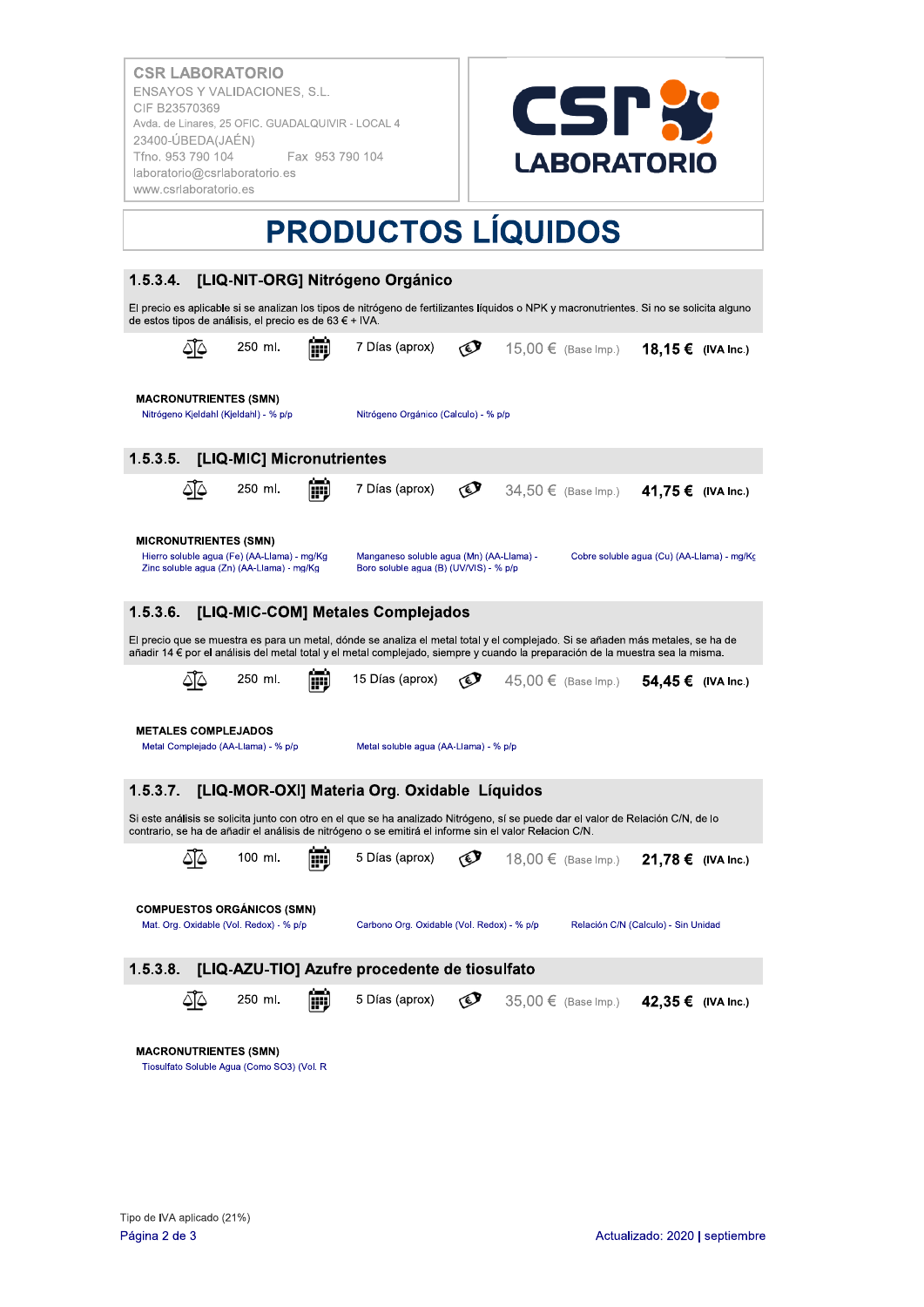CSR LABORATORIO
ENSAYOS Y VALIDACIONES, S.L.
CIF B23570369
Avda. de Linares, 25 OFIC. GUADALQUIVIR - LOCAL 4
23400-ÚBEDA(JAÉN)
Tfno. 953 790 104 Fax 953 790 104
laboratorio@csrlaboratorio.es
www.csrlaboratorio.es

# PRODUCTOS LÍQUIDOS

## 1.5.3.4. [LIQ-NIT-ORG] Nitrógeno Orgánico

El precio es aplicable si se analizan los tipos de nitrógeno de fertilizantes líquidos o NPK y macronutrientes. Si no se solicita alguno de estos tipos de análisis, el precio es de 63 € + IVA.

250 ml. | 7 Días (aprox) | 15,00 € (Base Imp.) | **18,15 €** (IVA Inc.)

**MACRONUTRIENTES (SMN)**

- Nitrógeno Kjeldahl (Kjeldahl) - % p/p
- Nitrógeno Orgánico (Calculo) - % p/p

## 1.5.3.5. [LIQ-MIC] Micronutrientes

250 ml. | 7 Días (aprox) | 34,50 € (Base Imp.) | **41,75 €** (IVA Inc.)

**MICRONUTRIENTES (SMN)**

- Hierro soluble agua (Fe) (AA-Llama) - mg/Kg
- Zinc soluble agua (Zn) (AA-Llama) - mg/Kg
- Manganeso soluble agua (Mn) (AA-Llama) -
- Boro soluble agua (B) (UV/VIS) - % p/p
- Cobre soluble agua (Cu) (AA-Llama) - mg/Kg

## 1.5.3.6. [LIQ-MIC-COM] Metales Complejados

El precio que se muestra es para un metal, dónde se analiza el metal total y el complejado. Si se añaden más metales, se ha de añadir 14 € por el análisis del metal total y el metal complejado, siempre y cuando la preparación de la muestra sea la misma.

250 ml. | 15 Días (aprox) | 45,00 € (Base Imp.) | **54,45 €** (IVA Inc.)

**METALES COMPLEJADOS**

- Metal Complejado (AA-Llama) - % p/p
- Metal soluble agua (AA-Llama) - % p/p

## 1.5.3.7. [LIQ-MOR-OXI] Materia Org. Oxidable Líquidos

Si este análisis se solicita junto con otro en el que se ha analizado Nitrógeno, sí se puede dar el valor de Relación C/N, de lo contrario, se ha de añadir el análisis de nitrógeno o se emitirá el informe sin el valor Relacion C/N.

100 ml. | 5 Días (aprox) | 18,00 € (Base Imp.) | **21,78 €** (IVA Inc.)

**COMPUESTOS ORGÁNICOS (SMN)**

- Mat. Org. Oxidable (Vol. Redox) - % p/p
- Carbono Org. Oxidable (Vol. Redox) - % p/p
- Relación C/N (Calculo) - Sin Unidad

## 1.5.3.8. [LIQ-AZU-TIO] Azufre procedente de tiosulfato

250 ml. | 5 Días (aprox) | 35,00 € (Base Imp.) | **42,35 €** (IVA Inc.)

**MACRONUTRIENTES (SMN)**

- Tiosulfato Soluble Agua (Como $SO_3$) (Vol. R

Tipo de IVA aplicado (21%)

Actualizado: 2020 | septiembre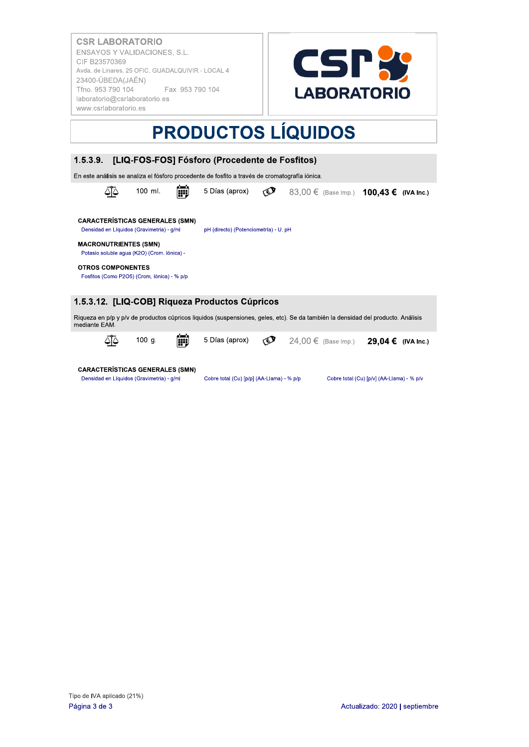CSR LABORATORIO
ENSAYOS Y VALIDACIONES, S.L.
CIF B23570369
Avda. de Linares, 25 OFIC. GUADALQUIVIR - LOCAL 4
23400-ÚBEDA(JAÉN)
Tfno. 953 790 104 Fax 953 790 104
laboratorio@csrlaboratorio.es
www.csrlaboratorio.es

# PRODUCTOS LÍQUIDOS

## 1.5.3.9. [LIQ-FOS-FOS] Fósforo (Procedente de Fosfitos)

En este análisis se analiza el fósforo procedente de fosfito a través de cromatografía iónica.

100 ml. | 5 Días (aprox) | 83,00 € (Base Imp.) | **100,43 €** **(IVA Inc.)**

**CARACTERÍSTICAS GENERALES (SMN)**

- Densidad en Líquidos (Gravimetria) - g/ml
- pH (directo) (Potenciometría) - U. pH

**MACRONUTRIENTES (SMN)**

- Potasio soluble agua (K2O) (Crom. Iónica) -

**OTROS COMPONENTES**

- Fosfitos (Como P2O5) (Crom. Iónica) - % p/p

## 1.5.3.12. [LIQ-COB] Riqueza Productos Cúpricos

Riqueza en p/p y p/v de productos cúpricos liquidos (suspensiones, geles, etc). Se da también la densidad del producto. Análisis mediante EAM.

100 g. | 5 Días (aprox) | 24,00 € (Base Imp.) | **29,04 €** **(IVA Inc.)**

**CARACTERÍSTICAS GENERALES (SMN)**

- Densidad en Líquidos (Gravimetria) - g/ml
- Cobre total (Cu) [p/p] (AA-Llama) - % p/p
- Cobre total (Cu) [p/v] (AA-Llama) - % p/v

Tipo de IVA aplicado (21%)

Actualizado: 2020 | septiembre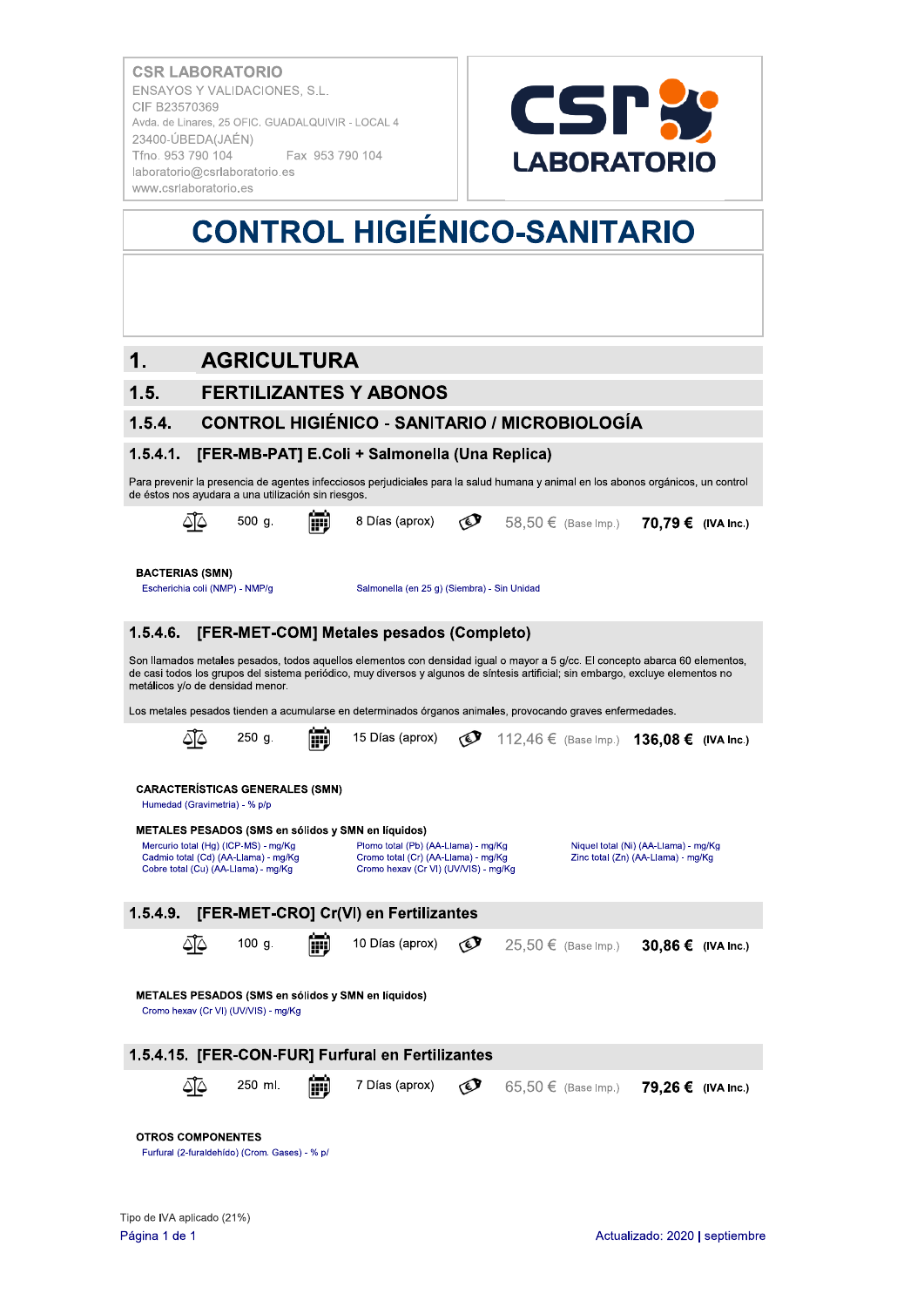CSR LABORATORIO
ENSAYOS Y VALIDACIONES, S.L.
CIF B23570369
Avda. de Linares, 25 OFIC. GUADALQUIVIR - LOCAL 4
23400-ÚBEDA(JAÉN)
Tfno. 953 790 104 Fax 953 790 104
laboratorio@csrlaboratorio.es
www.csrlaboratorio.es

# CONTROL HIGIÉNICO-SANITARIO

## 1. AGRICULTURA

## 1.5. FERTILIZANTES Y ABONOS

### 1.5.4. CONTROL HIGIÉNICO - SANITARIO / MICROBIOLOGÍA

#### 1.5.4.1. [FER-MB-PAT] E.Coli + Salmonella (Una Replica)

Para prevenir la presencia de agentes infecciosos perjudiciales para la salud humana y animal en los abonos orgánicos, un control de éstos nos ayudara a una utilización sin riesgos.

500 g. | 8 Días (aprox) | 58,50 € (Base Imp.) | **70,79 €** **(IVA Inc.)**

**BACTERIAS (SMN)**

- Escherichia coli (NMP) - NMP/g
- Salmonella (en 25 g) (Siembra) - Sin Unidad

#### 1.5.4.6. [FER-MET-COM] Metales pesados (Completo)

Son llamados metales pesados, todos aquellos elementos con densidad igual o mayor a 5 g/cc. El concepto abarca 60 elementos, de casi todos los grupos del sistema periódico, muy diversos y algunos de síntesis artificial; sin embargo, excluye elementos no metálicos y/o de densidad menor.

Los metales pesados tienden a acumularse en determinados órganos animales, provocando graves enfermedades.

250 g. | 15 Días (aprox) | 112,46 € (Base Imp.) | **136,08 €** **(IVA Inc.)**

**CARACTERÍSTICAS GENERALES (SMN)**

- Humedad (Gravimetría) - % p/p

**METALES PESADOS (SMS en sólidos y SMN en líquidos)**

- Mercurio total (Hg) (ICP-MS) - mg/Kg
- Cadmio total (Cd) (AA-Llama) - mg/Kg
- Cobre total (Cu) (AA-Llama) - mg/Kg
- Plomo total (Pb) (AA-Llama) - mg/Kg
- Cromo total (Cr) (AA-Llama) - mg/Kg
- Cromo hexav (Cr VI) (UV/VIS) - mg/Kg
- Niquel total (Ni) (AA-Llama) - mg/Kg
- Zinc total (Zn) (AA-Llama) - mg/Kg

#### 1.5.4.9. [FER-MET-CRO] Cr(VI) en Fertilizantes

100 g. | 10 Días (aprox) | 25,50 € (Base Imp.) | **30,86 €** **(IVA Inc.)**

**METALES PESADOS (SMS en sólidos y SMN en líquidos)**

- Cromo hexav (Cr VI) (UV/VIS) - mg/Kg

#### 1.5.4.15. [FER-CON-FUR] Furfural en Fertilizantes

250 ml. | 7 Días (aprox) | 65,50 € (Base Imp.) | **79,26 €** **(IVA Inc.)**

**OTROS COMPONENTES**

- Furfural (2-furaldehído) (Crom. Gases) - % p/

Tipo de IVA aplicado (21%)

Actualizado: 2020 | septiembre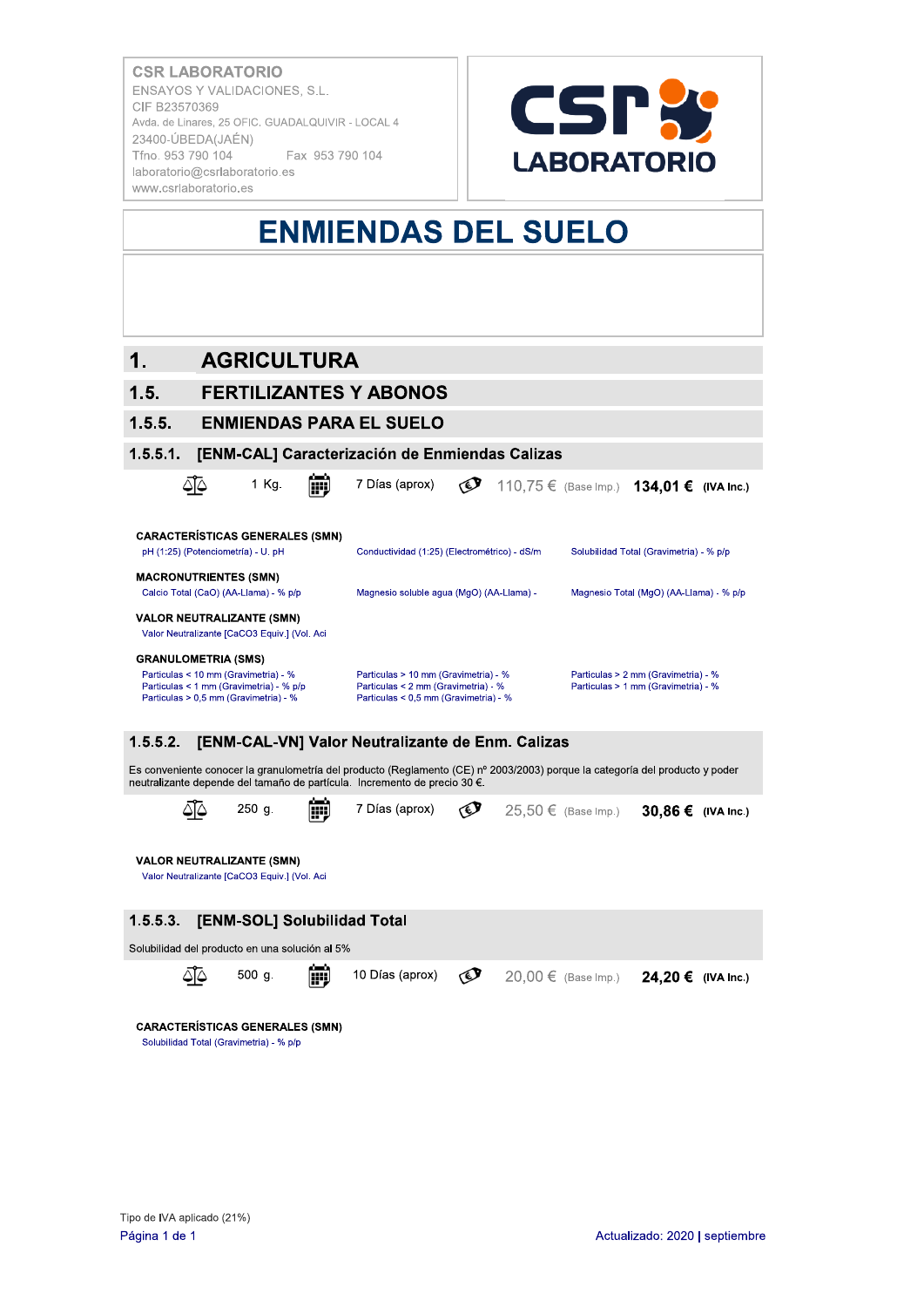CSR LABORATORIO
ENSAYOS Y VALIDACIONES, S.L.
CIF B23570369
Avda. de Linares, 25 OFIC. GUADALQUIVIR - LOCAL 4
23400-ÚBEDA(JAÉN)
Tfno. 953 790 104 Fax 953 790 104
laboratorio@csrlaboratorio.es
www.csrlaboratorio.es

# ENMIENDAS DEL SUELO

## 1. AGRICULTURA

## 1.5. FERTILIZANTES Y ABONOS

## 1.5.5. ENMIENDAS PARA EL SUELO

### 1.5.5.1. [ENM-CAL] Caracterización de Enmiendas Calizas

1 Kg. | 7 Días (aprox) | 110,75 € (Base Imp.) | **134,01 €** (IVA Inc.)

**CARACTERÍSTICAS GENERALES (SMN)**
- pH (1:25) (Potenciometría) - U. pH
- Conductividad (1:25) (Electrométrico) - dS/m
- Solubilidad Total (Gravimetria) - % p/p

**MACRONUTRIENTES (SMN)**
- Calcio Total (CaO) (AA-Llama) - % p/p
- Magnesio soluble agua (MgO) (AA-Llama) -
- Magnesio Total (MgO) (AA-Llama) - % p/p

**VALOR NEUTRALIZANTE (SMN)**
- Valor Neutralizante [CaCO3 Equiv.] (Vol. Aci

**GRANULOMETRIA (SMS)**
- Particulas < 10 mm (Gravimetria) - %
- Particulas > 10 mm (Gravimetria) - %
- Particulas > 2 mm (Gravimetria) - %
- Particulas < 1 mm (Gravimetria) - % p/p
- Particulas < 2 mm (Gravimetria) - %
- Particulas > 1 mm (Gravimetria) - %
- Particulas > 0,5 mm (Gravimetria) - %
- Particulas < 0,5 mm (Gravimetria) - %

### 1.5.5.2. [ENM-CAL-VN] Valor Neutralizante de Enm. Calizas

Es conveniente conocer la granulometría del producto (Reglamento (CE) nº 2003/2003) porque la categoría del producto y poder neutralizante depende del tamaño de partícula. Incremento de precio 30 €.

250 g. | 7 Días (aprox) | 25,50 € (Base Imp.) | **30,86 €** (IVA Inc.)

**VALOR NEUTRALIZANTE (SMN)**
- Valor Neutralizante [CaCO3 Equiv.] (Vol. Aci

### 1.5.5.3. [ENM-SOL] Solubilidad Total

Solubilidad del producto en una solución al 5%

500 g. | 10 Días (aprox) | 20,00 € (Base Imp.) | **24,20 €** (IVA Inc.)

**CARACTERÍSTICAS GENERALES (SMN)**
- Solubilidad Total (Gravimetria) - % p/p

Tipo de IVA aplicado (21%)

Actualizado: 2020 | septiembre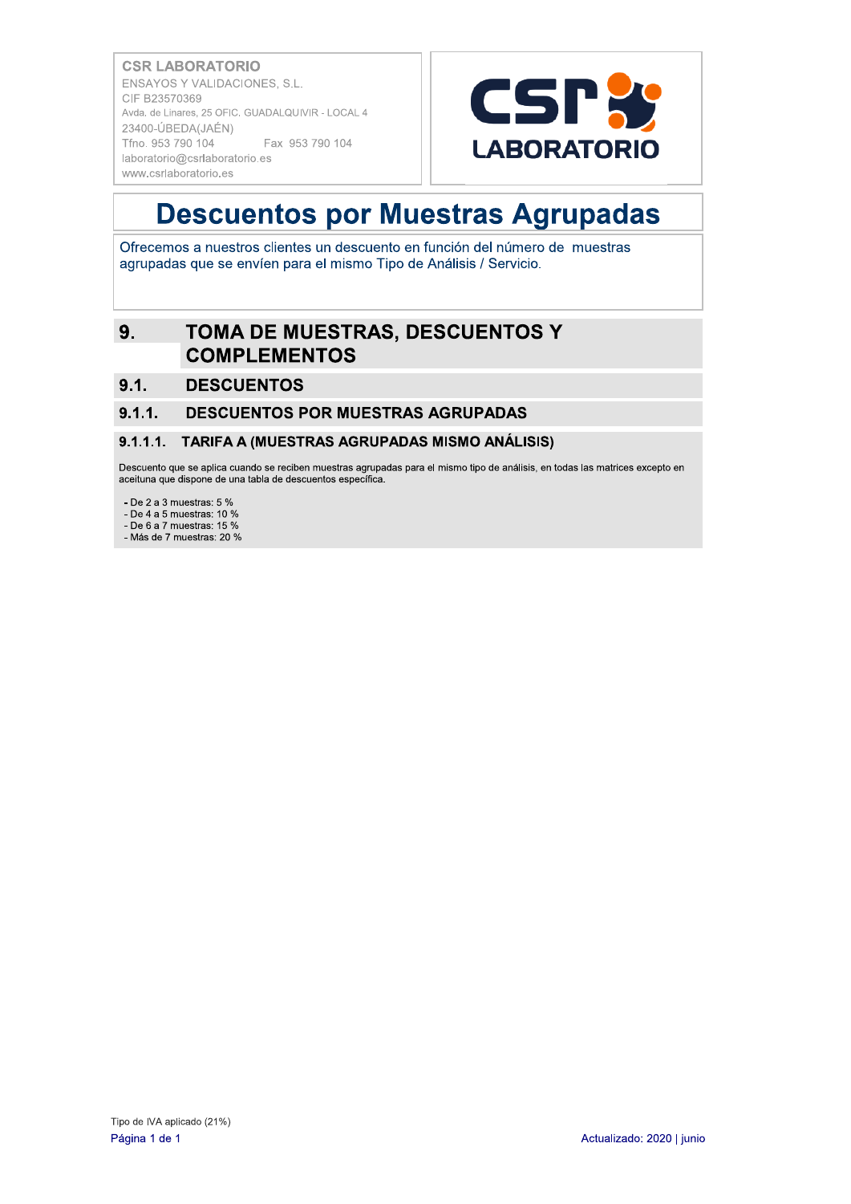**CSR LABORATORIO**
ENSAYOS Y VALIDACIONES, S.L.
CIF B23570369
Avda. de Linares, 25 OFIC. GUADALQUIVIR - LOCAL 4
23400-ÚBEDA(JAÉN)
Tfno. 953 790 104 Fax 953 790 104
laboratorio@csrlaboratorio.es
www.csrlaboratorio.es

# Descuentos por Muestras Agrupadas

Ofrecemos a nuestros clientes un descuento en función del número de muestras agrupadas que se envíen para el mismo Tipo de Análisis / Servicio.

## 9. TOMA DE MUESTRAS, DESCUENTOS Y COMPLEMENTOS

### 9.1. DESCUENTOS

#### 9.1.1. DESCUENTOS POR MUESTRAS AGRUPADAS

##### 9.1.1.1. TARIFA A (MUESTRAS AGRUPADAS MISMO ANÁLISIS)

Descuento que se aplica cuando se reciben muestras agrupadas para el mismo tipo de análisis, en todas las matrices excepto en aceituna que dispone de una tabla de descuentos específica.

- De 2 a 3 muestras: 5 %
- De 4 a 5 muestras: 10 %
- De 6 a 7 muestras: 15 %
- Más de 7 muestras: 20 %

Tipo de IVA aplicado (21%)

Actualizado: 2020 | junio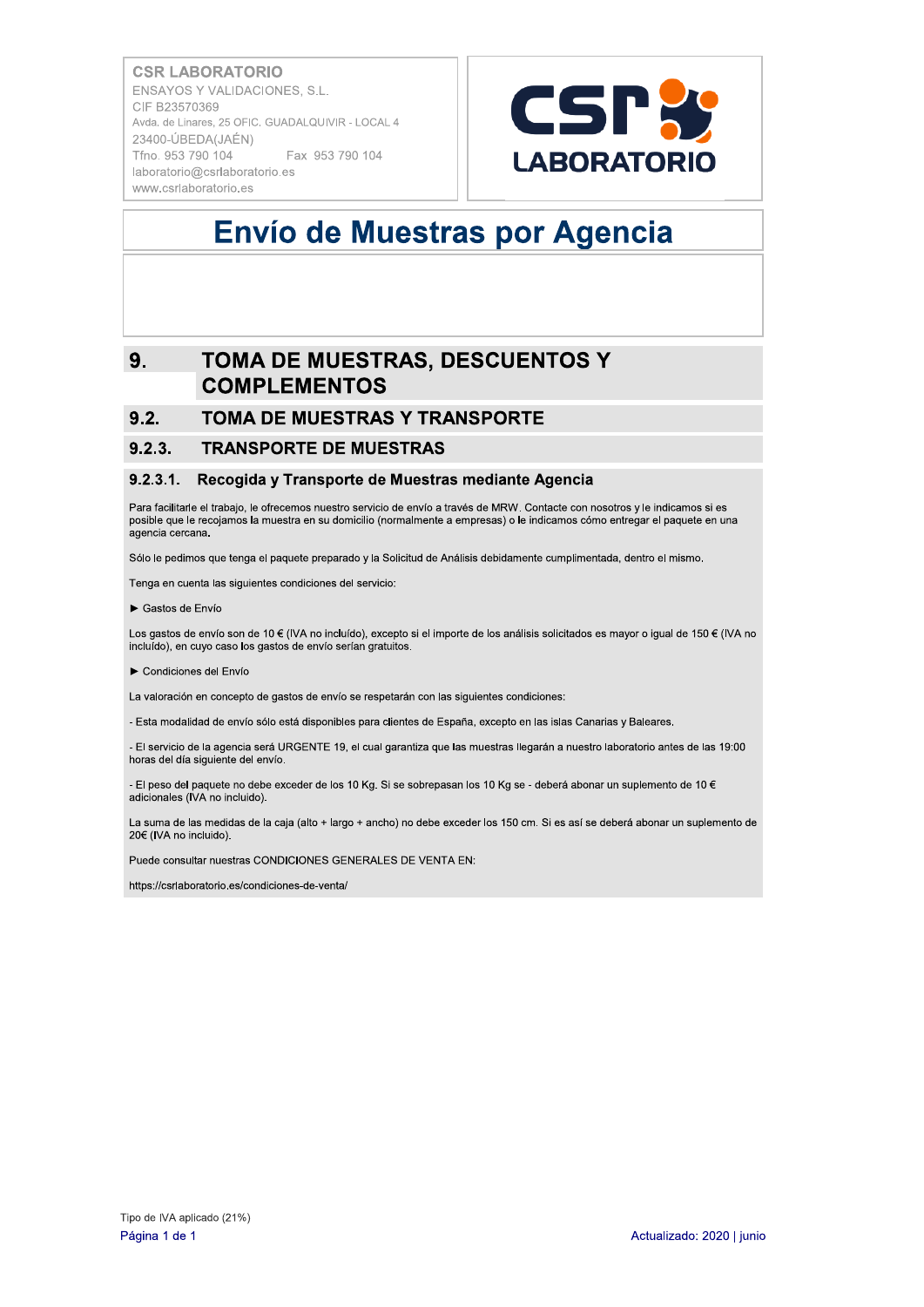CSR LABORATORIO
ENSAYOS Y VALIDACIONES, S.L.
CIF B23570369
Avda. de Linares, 25 OFIC. GUADALQUIVIR - LOCAL 4
23400-ÚBEDA(JAÉN)
Tfno. 953 790 104 Fax 953 790 104
laboratorio@csrlaboratorio.es
www.csrlaboratorio.es

# Envío de Muestras por Agencia

## 9. TOMA DE MUESTRAS, DESCUENTOS Y COMPLEMENTOS

## 9.2. TOMA DE MUESTRAS Y TRANSPORTE

### 9.2.3. TRANSPORTE DE MUESTRAS

#### 9.2.3.1. Recogida y Transporte de Muestras mediante Agencia

Para facilitarle el trabajo, le ofrecemos nuestro servicio de envío a través de MRW. Contacte con nosotros y le indicamos si es posible que le recojamos la muestra en su domicilio (normalmente a empresas) o le indicamos cómo entregar el paquete en una agencia cercana.

Sólo le pedimos que tenga el paquete preparado y la Solicitud de Análisis debidamente cumplimentada, dentro el mismo.

Tenga en cuenta las siguientes condiciones del servicio:

► Gastos de Envío

Los gastos de envío son de 10 € (IVA no incluído), excepto si el importe de los análisis solicitados es mayor o igual de 150 € (IVA no incluído), en cuyo caso los gastos de envío serían gratuitos.

► Condiciones del Envío

La valoración en concepto de gastos de envío se respetarán con las siguientes condiciones:

- Esta modalidad de envío sólo está disponibles para clientes de España, excepto en las islas Canarias y Baleares.

- El servicio de la agencia será URGENTE 19, el cual garantiza que las muestras llegarán a nuestro laboratorio antes de las 19:00 horas del día siguiente del envío.

- El peso del paquete no debe exceder de los 10 Kg. Si se sobrepasan los 10 Kg se - deberá abonar un suplemento de 10 € adicionales (IVA no incluido).

La suma de las medidas de la caja (alto + largo + ancho) no debe exceder los 150 cm. Si es así se deberá abonar un suplemento de 20€ (IVA no incluido).

Puede consultar nuestras CONDICIONES GENERALES DE VENTA EN:

https://csrlaboratorio.es/condiciones-de-venta/

Tipo de IVA aplicado (21%)

Actualizado: 2020 | junio